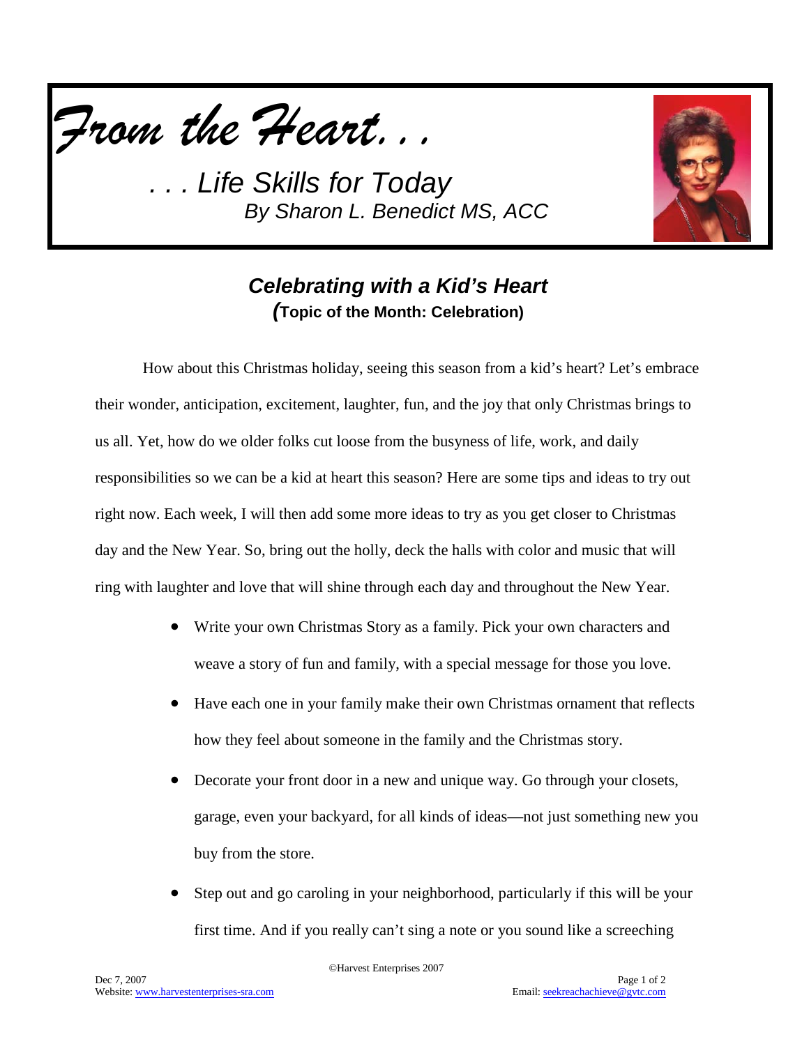# *From the Heart. . .*

*. . . Life Skills for Today*

*By Sharon L. Benedict MS, ACC*

## ***Celebrating with a Kid's Heart***

**(Topic of the Month: Celebration)**

How about this Christmas holiday, seeing this season from a kid's heart? Let's embrace their wonder, anticipation, excitement, laughter, fun, and the joy that only Christmas brings to us all. Yet, how do we older folks cut loose from the busyness of life, work, and daily responsibilities so we can be a kid at heart this season? Here are some tips and ideas to try out right now. Each week, I will then add some more ideas to try as you get closer to Christmas day and the New Year. So, bring out the holly, deck the halls with color and music that will ring with laughter and love that will shine through each day and throughout the New Year.

- Write your own Christmas Story as a family. Pick your own characters and weave a story of fun and family, with a special message for those you love.
- Have each one in your family make their own Christmas ornament that reflects how they feel about someone in the family and the Christmas story.
- Decorate your front door in a new and unique way. Go through your closets, garage, even your backyard, for all kinds of ideas—not just something new you buy from the store.
- Step out and go caroling in your neighborhood, particularly if this will be your first time. And if you really can't sing a note or you sound like a screeching

©Harvest Enterprises 2007

Dec 7, 2007

Website: www.harvestenterprises-sra.com

Email: seekreachachieve@gvtc.com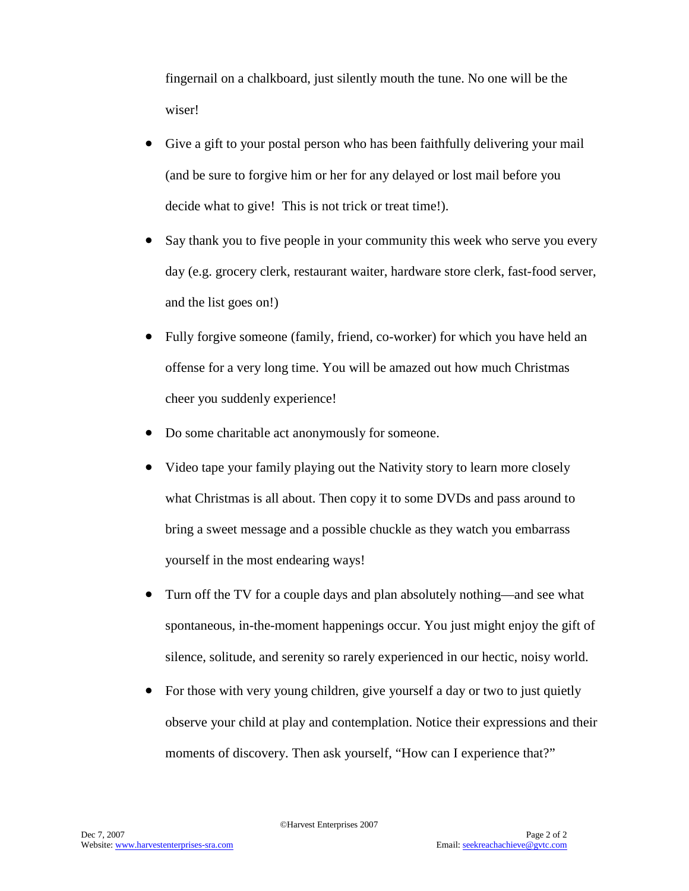fingernail on a chalkboard, just silently mouth the tune. No one will be the wiser!

- Give a gift to your postal person who has been faithfully delivering your mail (and be sure to forgive him or her for any delayed or lost mail before you decide what to give!  This is not trick or treat time!).
- Say thank you to five people in your community this week who serve you every day (e.g. grocery clerk, restaurant waiter, hardware store clerk, fast-food server, and the list goes on!)
- Fully forgive someone (family, friend, co-worker) for which you have held an offense for a very long time. You will be amazed out how much Christmas cheer you suddenly experience!
- Do some charitable act anonymously for someone.
- Video tape your family playing out the Nativity story to learn more closely what Christmas is all about. Then copy it to some DVDs and pass around to bring a sweet message and a possible chuckle as they watch you embarrass yourself in the most endearing ways!
- Turn off the TV for a couple days and plan absolutely nothing—and see what spontaneous, in-the-moment happenings occur. You just might enjoy the gift of silence, solitude, and serenity so rarely experienced in our hectic, noisy world.
- For those with very young children, give yourself a day or two to just quietly observe your child at play and contemplation. Notice their expressions and their moments of discovery. Then ask yourself, "How can I experience that?"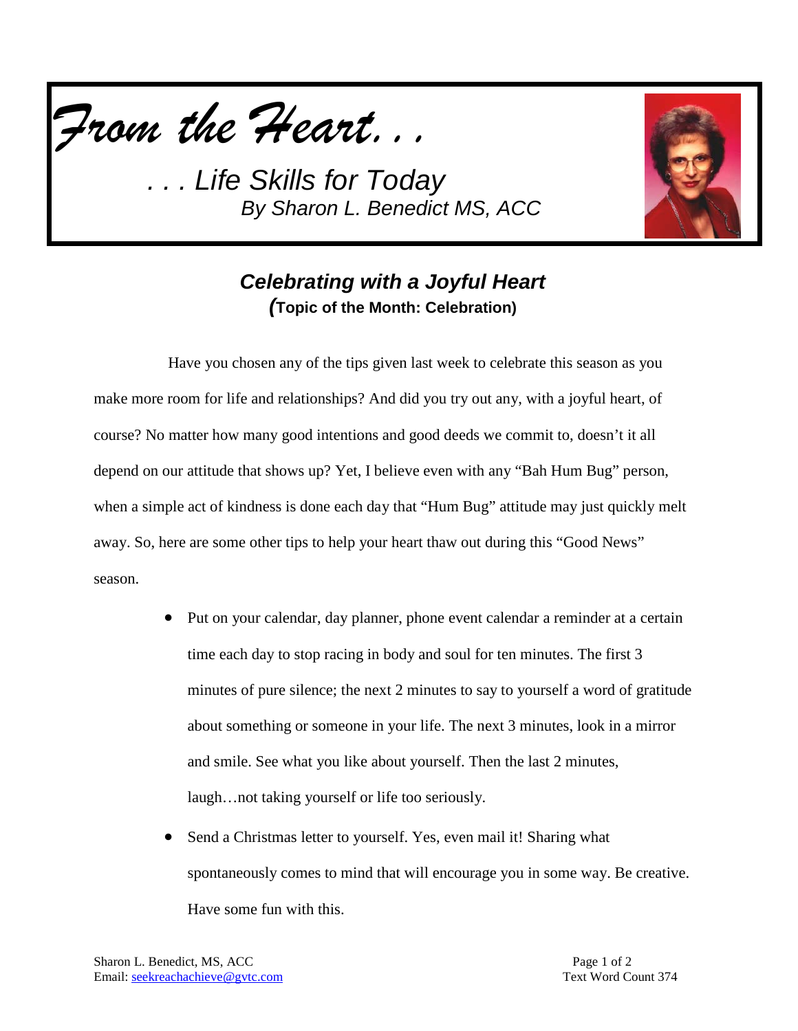# *From the Heart. . .*

*. . . Life Skills for Today*
*By Sharon L. Benedict MS, ACC*

## *Celebrating with a Joyful Heart*
**(Topic of the Month: Celebration)**

Have you chosen any of the tips given last week to celebrate this season as you make more room for life and relationships? And did you try out any, with a joyful heart, of course? No matter how many good intentions and good deeds we commit to, doesn't it all depend on our attitude that shows up? Yet, I believe even with any "Bah Hum Bug" person, when a simple act of kindness is done each day that "Hum Bug" attitude may just quickly melt away. So, here are some other tips to help your heart thaw out during this "Good News" season.

- Put on your calendar, day planner, phone event calendar a reminder at a certain time each day to stop racing in body and soul for ten minutes. The first 3 minutes of pure silence; the next 2 minutes to say to yourself a word of gratitude about something or someone in your life. The next 3 minutes, look in a mirror and smile. See what you like about yourself. Then the last 2 minutes, laugh…not taking yourself or life too seriously.
- Send a Christmas letter to yourself. Yes, even mail it! Sharing what spontaneously comes to mind that will encourage you in some way. Be creative. Have some fun with this.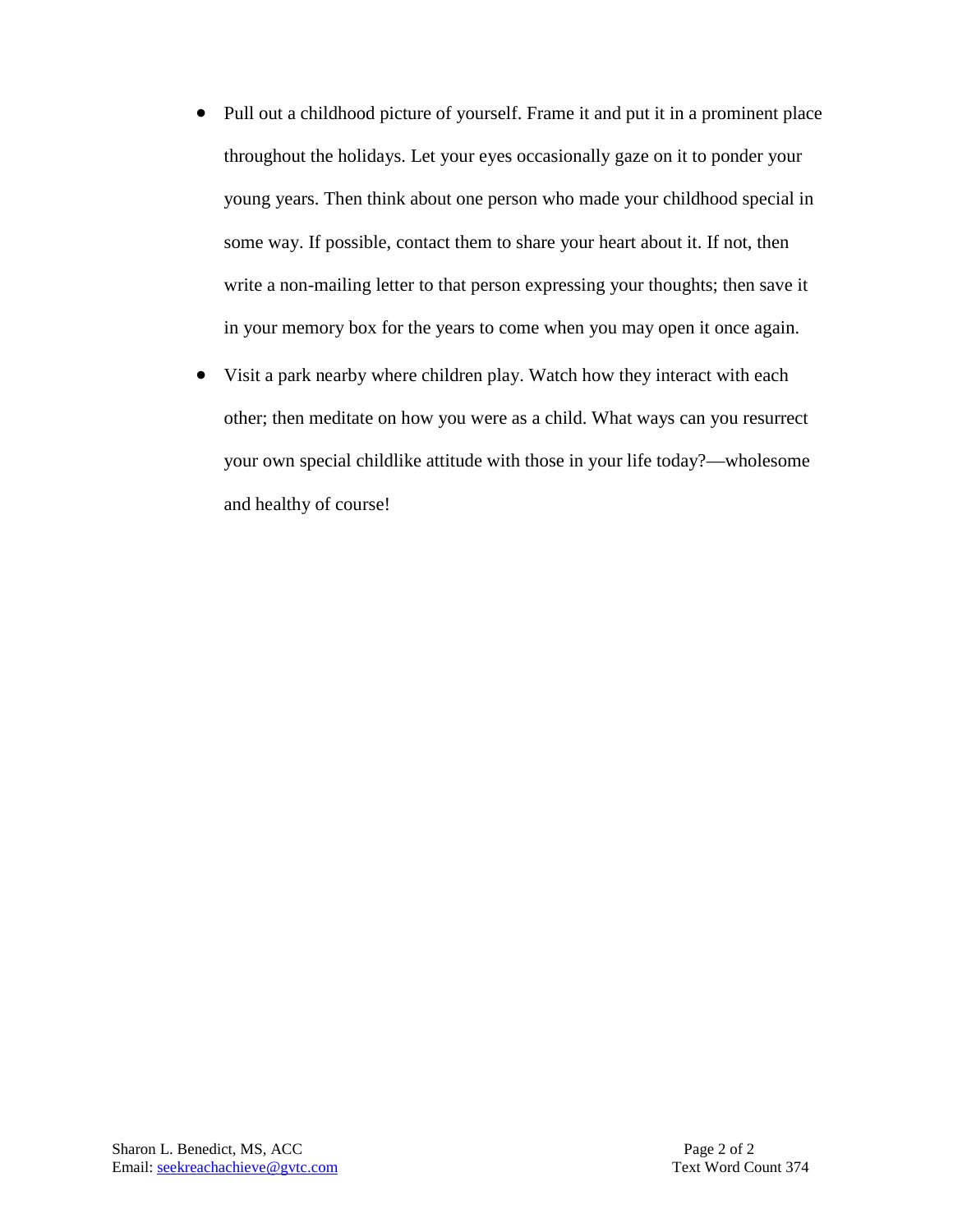- Pull out a childhood picture of yourself. Frame it and put it in a prominent place throughout the holidays. Let your eyes occasionally gaze on it to ponder your young years. Then think about one person who made your childhood special in some way. If possible, contact them to share your heart about it. If not, then write a non-mailing letter to that person expressing your thoughts; then save it in your memory box for the years to come when you may open it once again.
- Visit a park nearby where children play. Watch how they interact with each other; then meditate on how you were as a child. What ways can you resurrect your own special childlike attitude with those in your life today?—wholesome and healthy of course!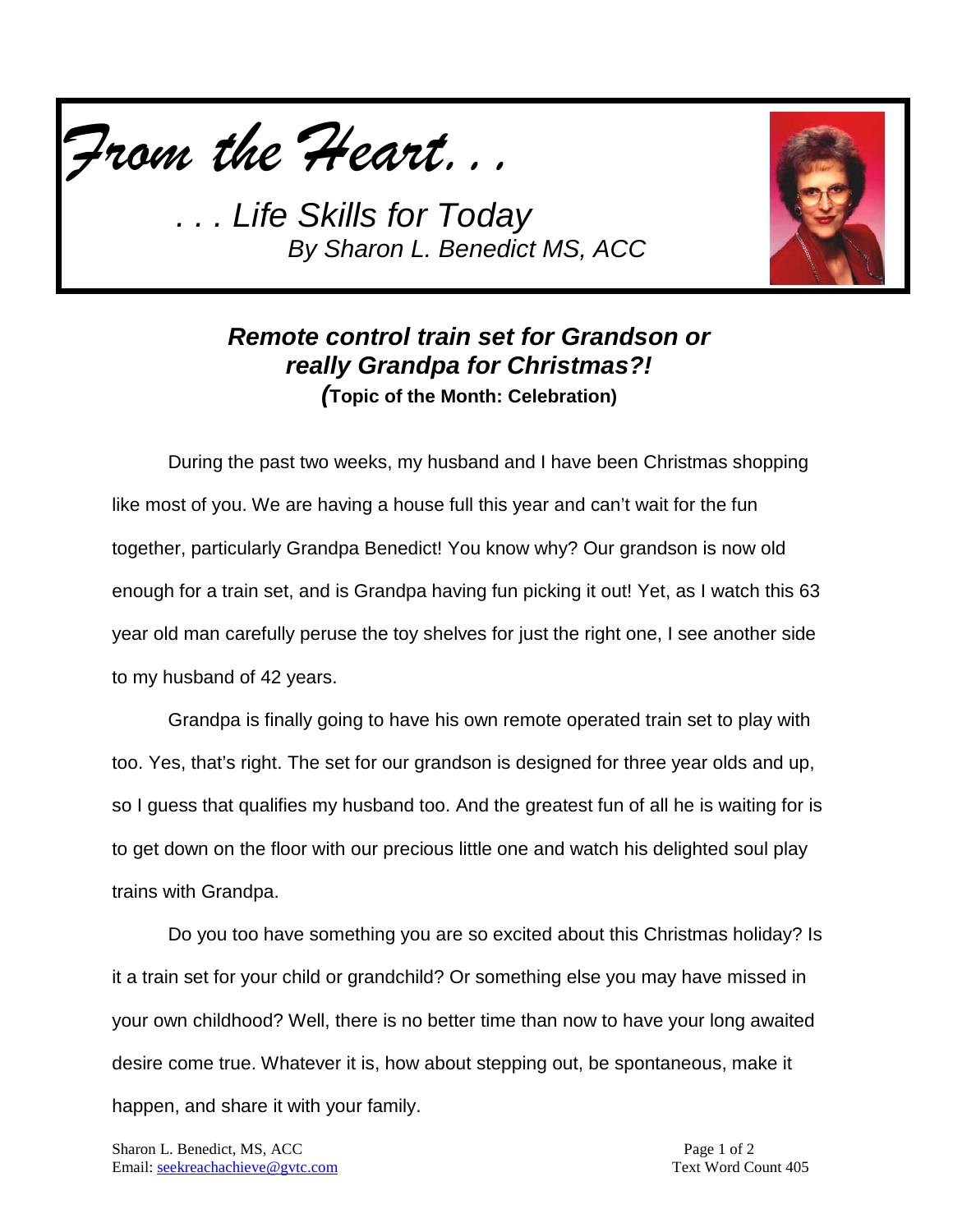# *From the Heart. . .*

*. . . Life Skills for Today*
*By Sharon L. Benedict MS, ACC*

## *Remote control train set for Grandson or really Grandpa for Christmas?!*
***(*Topic of the Month: Celebration)**

During the past two weeks, my husband and I have been Christmas shopping like most of you. We are having a house full this year and can't wait for the fun together, particularly Grandpa Benedict! You know why? Our grandson is now old enough for a train set, and is Grandpa having fun picking it out! Yet, as I watch this 63 year old man carefully peruse the toy shelves for just the right one, I see another side to my husband of 42 years.

Grandpa is finally going to have his own remote operated train set to play with too. Yes, that's right. The set for our grandson is designed for three year olds and up, so I guess that qualifies my husband too. And the greatest fun of all he is waiting for is to get down on the floor with our precious little one and watch his delighted soul play trains with Grandpa.

Do you too have something you are so excited about this Christmas holiday? Is it a train set for your child or grandchild? Or something else you may have missed in your own childhood? Well, there is no better time than now to have your long awaited desire come true. Whatever it is, how about stepping out, be spontaneous, make it happen, and share it with your family.

Sharon L. Benedict, MS, ACC
Email: seekreachachieve@gvtc.com

Text Word Count 405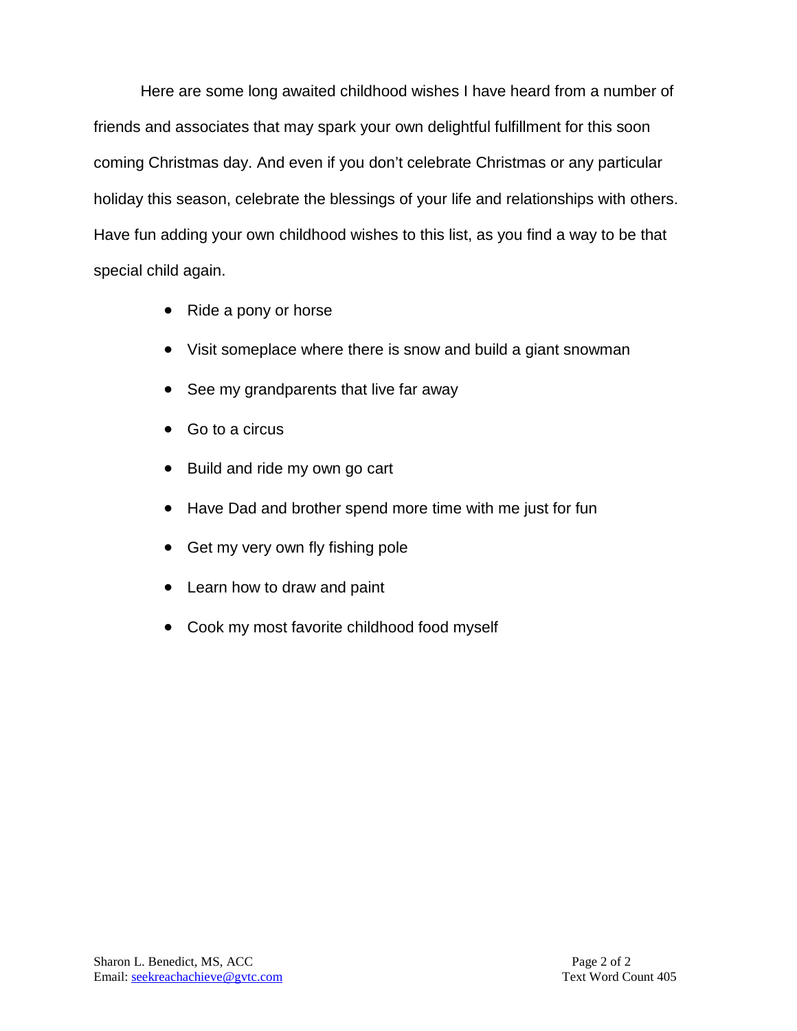Here are some long awaited childhood wishes I have heard from a number of friends and associates that may spark your own delightful fulfillment for this soon coming Christmas day. And even if you don't celebrate Christmas or any particular holiday this season, celebrate the blessings of your life and relationships with others. Have fun adding your own childhood wishes to this list, as you find a way to be that special child again.

- Ride a pony or horse
- Visit someplace where there is snow and build a giant snowman
- See my grandparents that live far away
- Go to a circus
- Build and ride my own go cart
- Have Dad and brother spend more time with me just for fun
- Get my very own fly fishing pole
- Learn how to draw and paint
- Cook my most favorite childhood food myself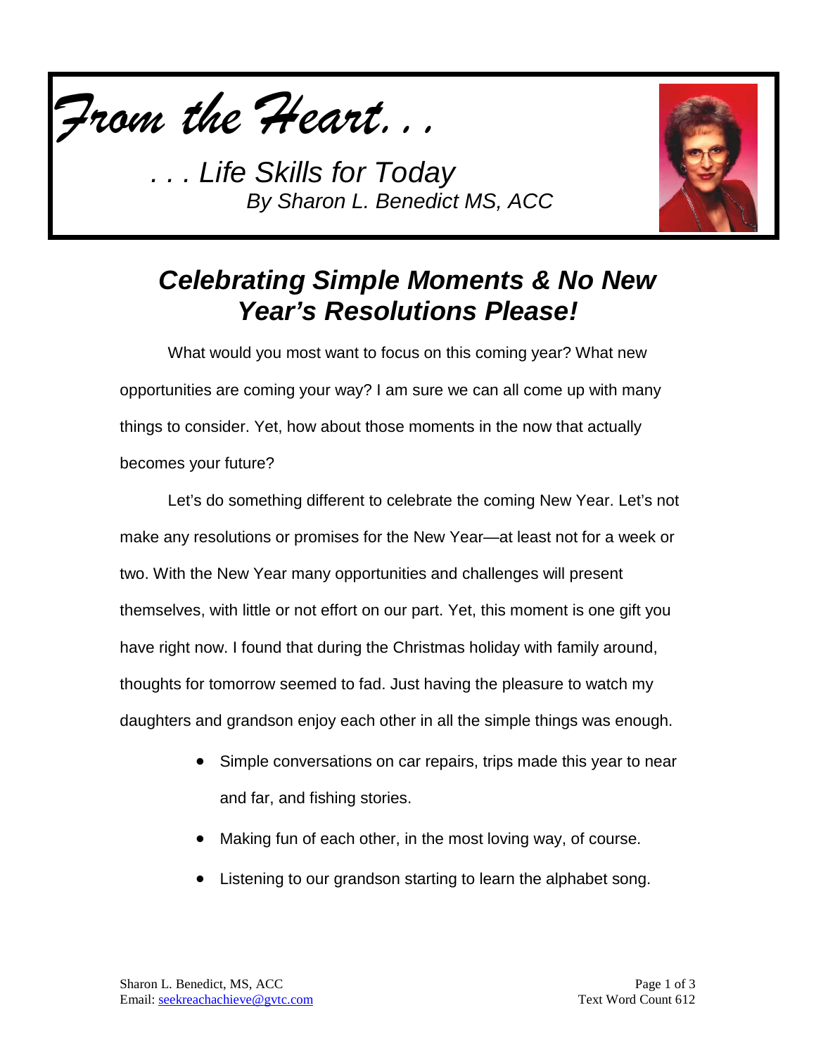*From the Heart. . .*

*. . . Life Skills for Today*
*By Sharon L. Benedict MS, ACC*

## *Celebrating Simple Moments & No New Year's Resolutions Please!*

What would you most want to focus on this coming year? What new opportunities are coming your way? I am sure we can all come up with many things to consider. Yet, how about those moments in the now that actually becomes your future?

Let's do something different to celebrate the coming New Year. Let's not make any resolutions or promises for the New Year—at least not for a week or two. With the New Year many opportunities and challenges will present themselves, with little or not effort on our part. Yet, this moment is one gift you have right now. I found that during the Christmas holiday with family around, thoughts for tomorrow seemed to fad. Just having the pleasure to watch my daughters and grandson enjoy each other in all the simple things was enough.

- Simple conversations on car repairs, trips made this year to near and far, and fishing stories.
- Making fun of each other, in the most loving way, of course.
- Listening to our grandson starting to learn the alphabet song.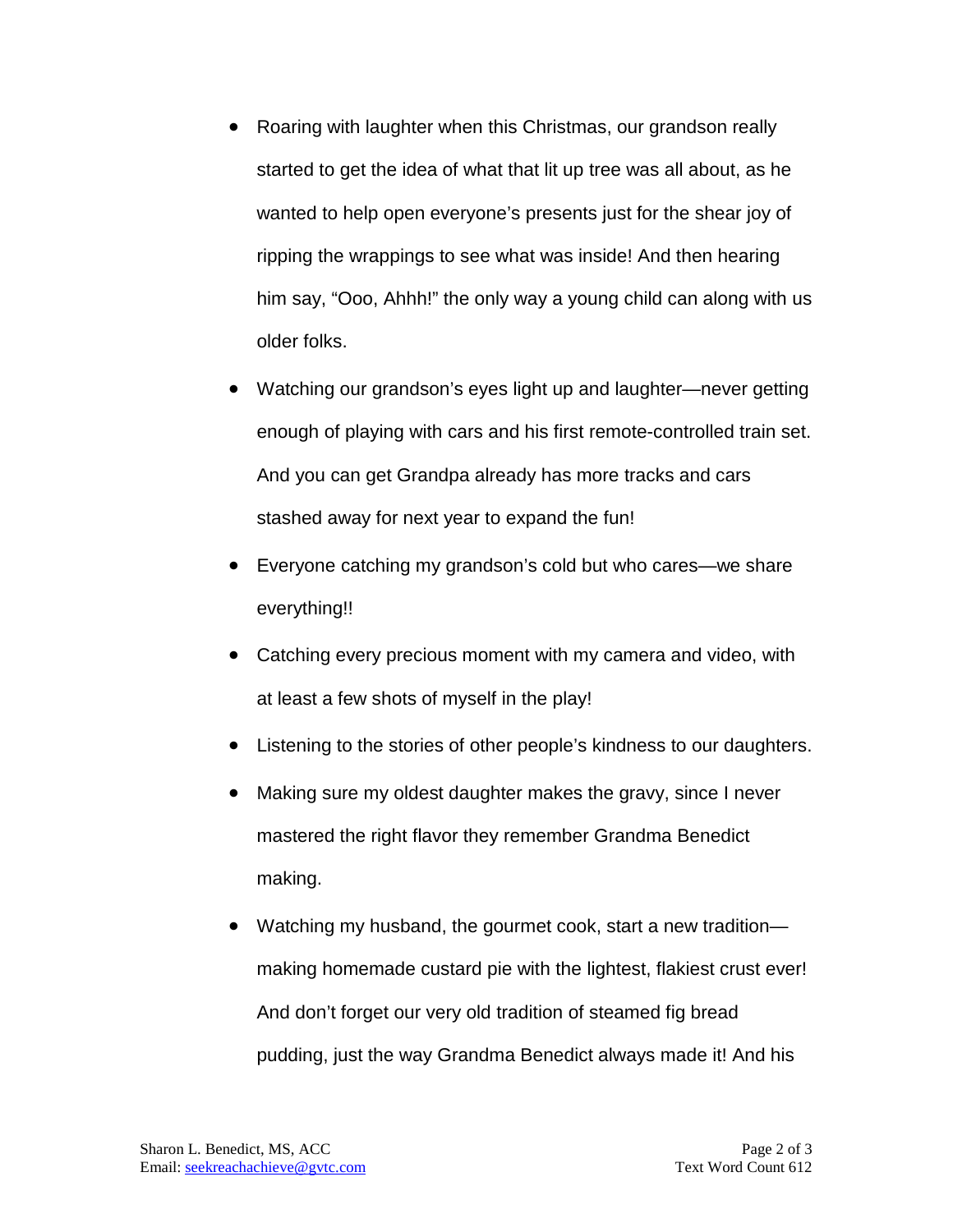- Roaring with laughter when this Christmas, our grandson really started to get the idea of what that lit up tree was all about, as he wanted to help open everyone's presents just for the shear joy of ripping the wrappings to see what was inside! And then hearing him say, "Ooo, Ahhh!" the only way a young child can along with us older folks.
- Watching our grandson's eyes light up and laughter—never getting enough of playing with cars and his first remote-controlled train set. And you can get Grandpa already has more tracks and cars stashed away for next year to expand the fun!
- Everyone catching my grandson's cold but who cares—we share everything!!
- Catching every precious moment with my camera and video, with at least a few shots of myself in the play!
- Listening to the stories of other people's kindness to our daughters.
- Making sure my oldest daughter makes the gravy, since I never mastered the right flavor they remember Grandma Benedict making.
- Watching my husband, the gourmet cook, start a new tradition—making homemade custard pie with the lightest, flakiest crust ever! And don't forget our very old tradition of steamed fig bread pudding, just the way Grandma Benedict always made it! And his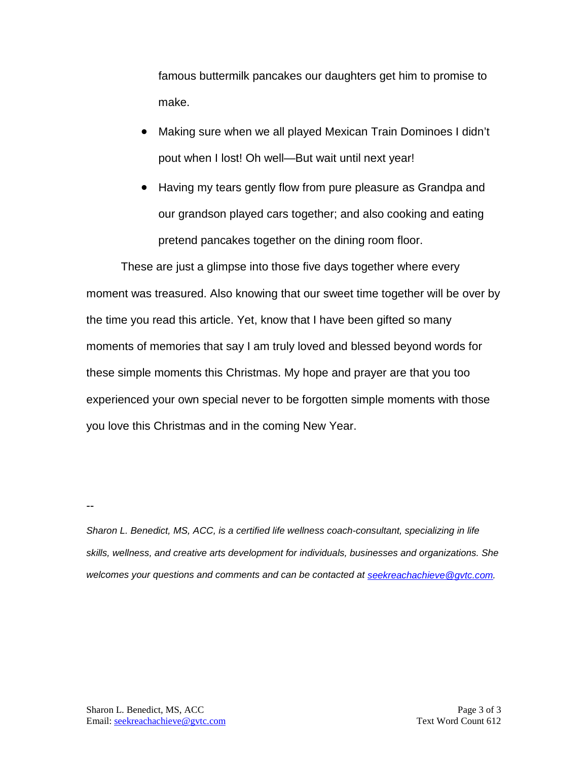famous buttermilk pancakes our daughters get him to promise to make.

- Making sure when we all played Mexican Train Dominoes I didn't pout when I lost! Oh well—But wait until next year!
- Having my tears gently flow from pure pleasure as Grandpa and our grandson played cars together; and also cooking and eating pretend pancakes together on the dining room floor.

These are just a glimpse into those five days together where every moment was treasured. Also knowing that our sweet time together will be over by the time you read this article. Yet, know that I have been gifted so many moments of memories that say I am truly loved and blessed beyond words for these simple moments this Christmas. My hope and prayer are that you too experienced your own special never to be forgotten simple moments with those you love this Christmas and in the coming New Year.

--

*Sharon L. Benedict, MS, ACC, is a certified life wellness coach-consultant, specializing in life skills, wellness, and creative arts development for individuals, businesses and organizations. She welcomes your questions and comments and can be contacted at seekreachachieve@gvtc.com.*